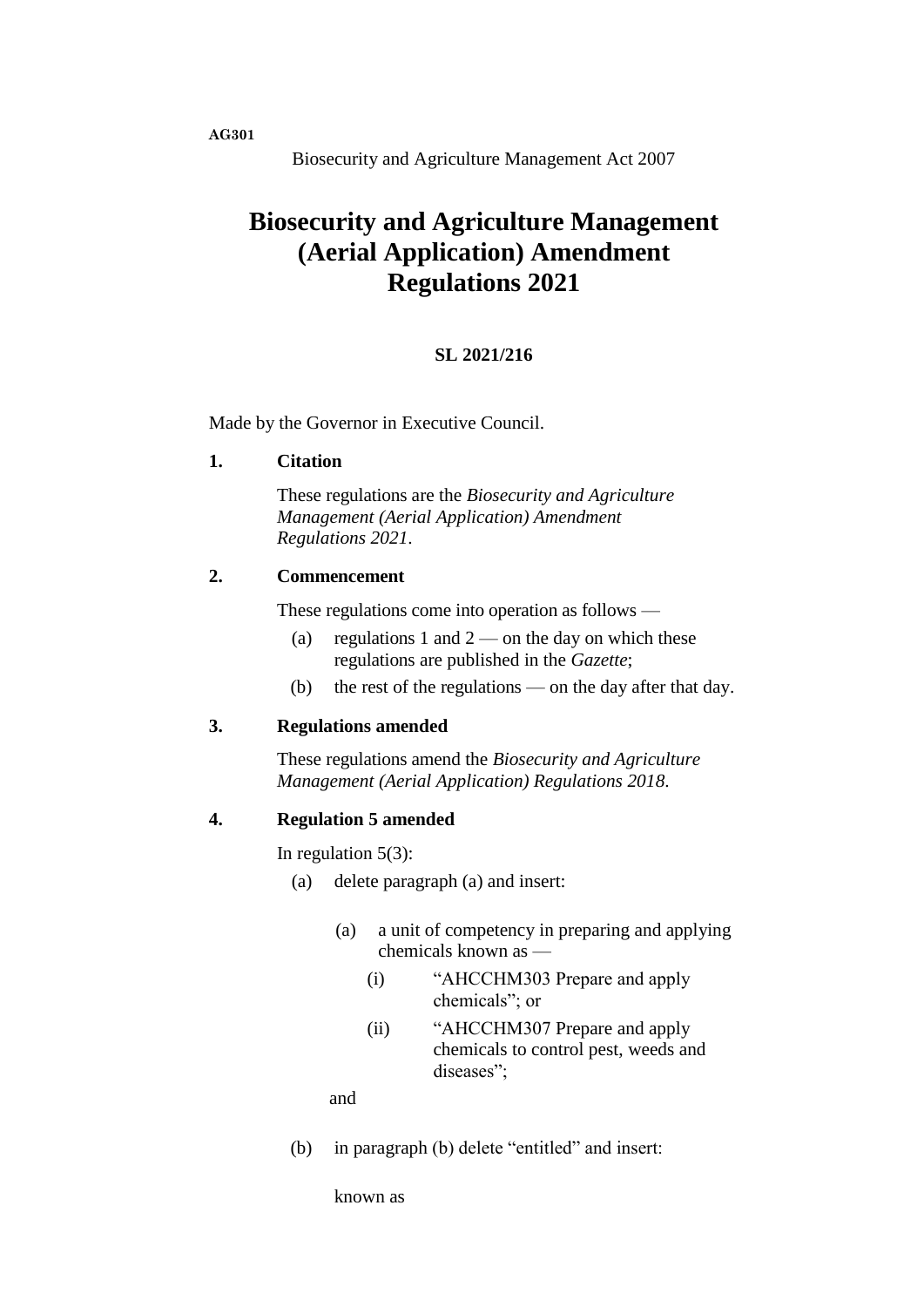AG301

Biosecurity and Agriculture Management Act 2007

# Biosecurity and Agriculture Management (Aerial Application) Amendment Regulations 2021

**SL 2021/216**

Made by the Governor in Executive Council.

**1. Citation**

These regulations are the *Biosecurity and Agriculture Management (Aerial Application) Amendment Regulations 2021*.

**2. Commencement**

These regulations come into operation as follows —

(a) regulations 1 and 2 — on the day on which these regulations are published in the *Gazette*;

(b) the rest of the regulations — on the day after that day.

**3. Regulations amended**

These regulations amend the *Biosecurity and Agriculture Management (Aerial Application) Regulations 2018*.

**4. Regulation 5 amended**

In regulation 5(3):

(a) delete paragraph (a) and insert:

> (a) a unit of competency in preparing and applying chemicals known as —
>
> (i) "AHCCHM303 Prepare and apply chemicals"; or
>
> (ii) "AHCCHM307 Prepare and apply chemicals to control pest, weeds and diseases";
>
> and

(b) in paragraph (b) delete "entitled" and insert:

> known as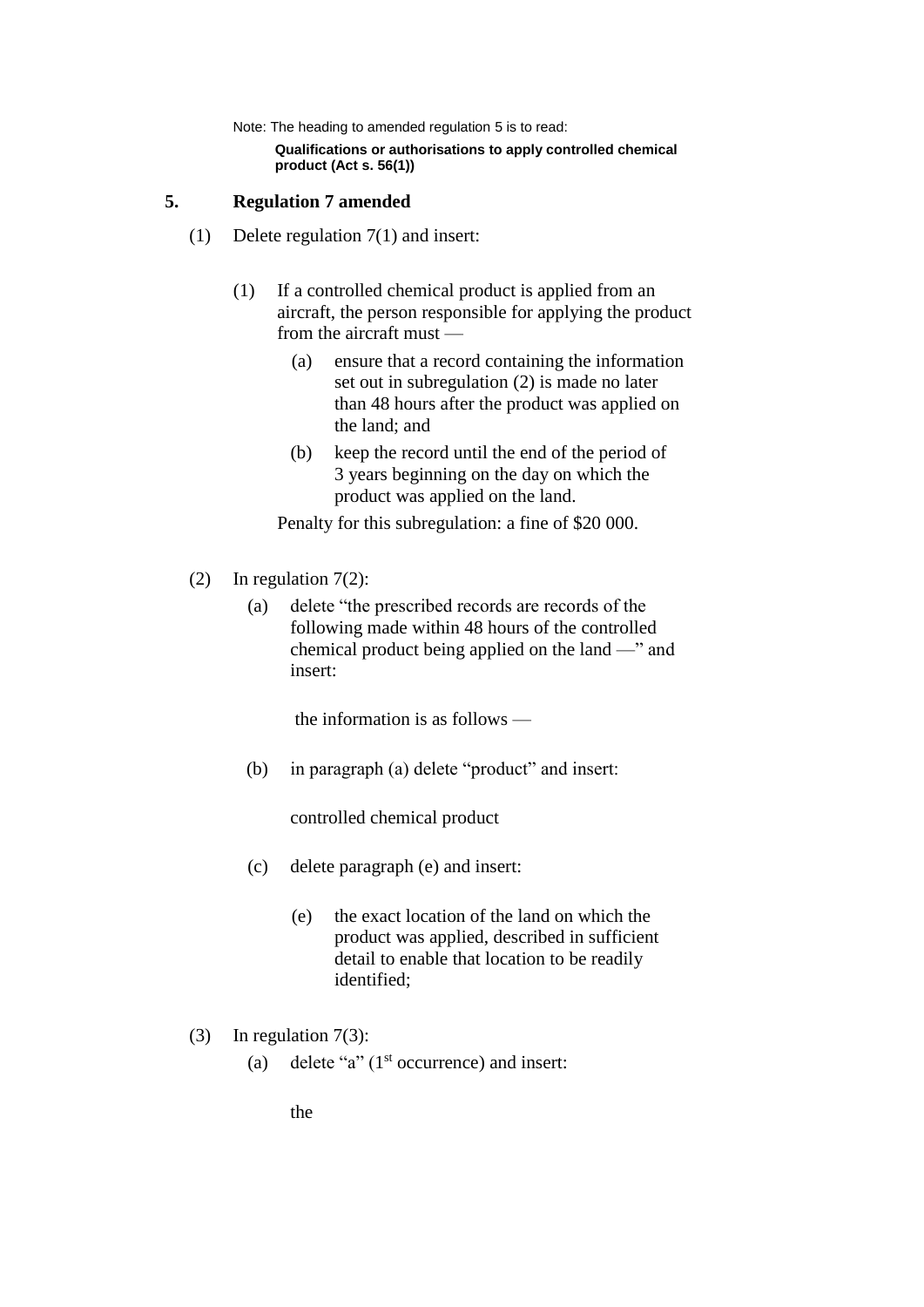Note: The heading to amended regulation 5 is to read:

**Qualifications or authorisations to apply controlled chemical product (Act s. 56(1))**

## 5. Regulation 7 amended

(1) Delete regulation 7(1) and insert:

> (1) If a controlled chemical product is applied from an aircraft, the person responsible for applying the product from the aircraft must —
>
> (a) ensure that a record containing the information set out in subregulation (2) is made no later than 48 hours after the product was applied on the land; and
>
> (b) keep the record until the end of the period of 3 years beginning on the day on which the product was applied on the land.
>
> Penalty for this subregulation: a fine of $20 000.

(2) In regulation 7(2):

(a) delete "the prescribed records are records of the following made within 48 hours of the controlled chemical product being applied on the land —" and insert:

> the information is as follows —

(b) in paragraph (a) delete "product" and insert:

> controlled chemical product

(c) delete paragraph (e) and insert:

> (e) the exact location of the land on which the product was applied, described in sufficient detail to enable that location to be readily identified;

(3) In regulation 7(3):

(a) delete "a" (1st occurrence) and insert:

> the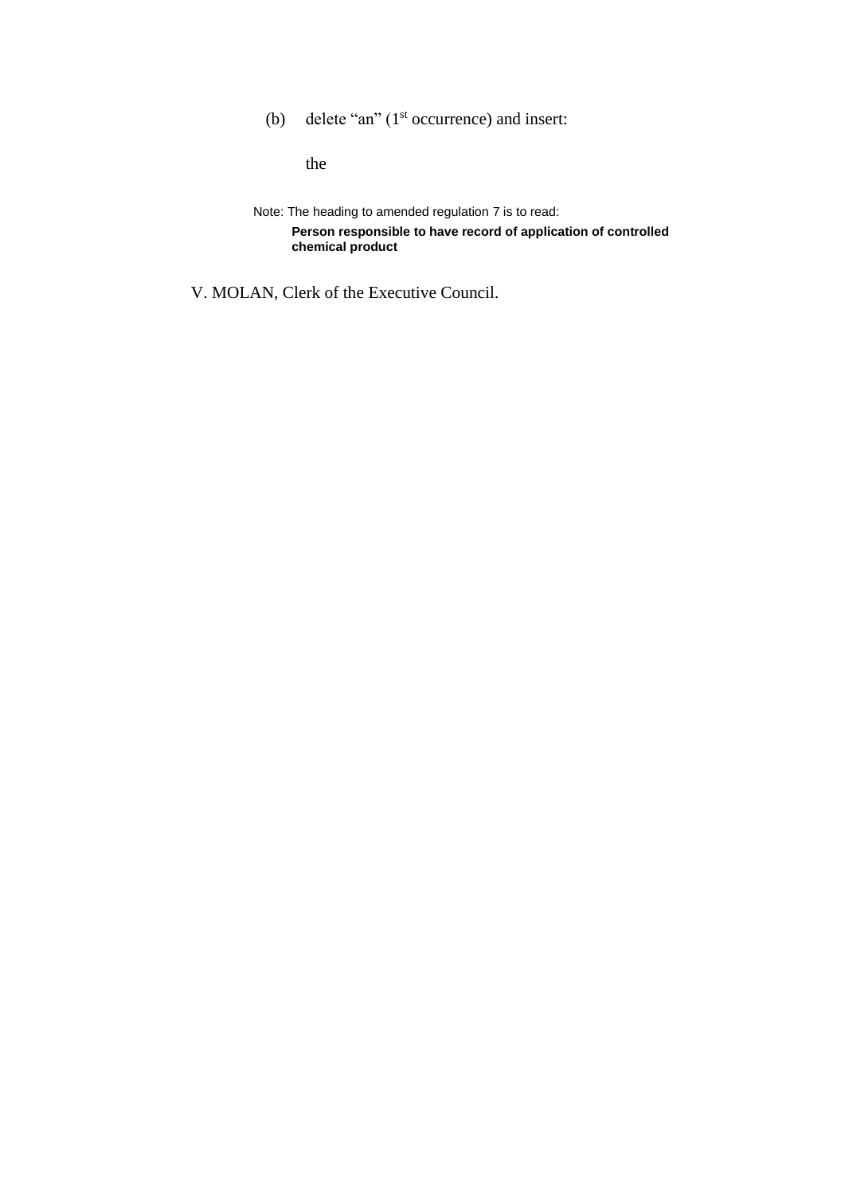(b) delete "an" (1st occurrence) and insert:

the

Note: The heading to amended regulation 7 is to read:

**Person responsible to have record of application of controlled chemical product**

V. MOLAN, Clerk of the Executive Council.